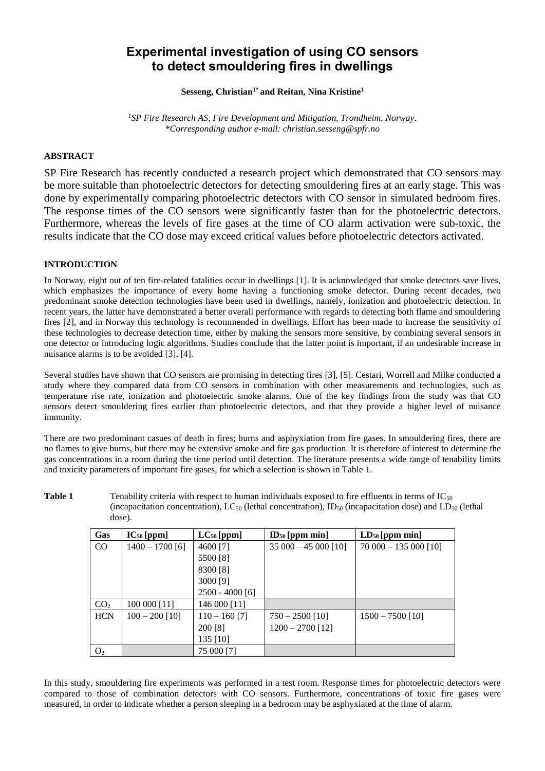# Experimental investigation of using CO sensors to detect smouldering fires in dwellings

**Sesseng, Christian[1*] and Reitan, Nina Kristine[1]**

*[1]SP Fire Research AS, Fire Development and Mitigation, Trondheim, Norway.*
*\*Corresponding author e-mail: christian.sesseng@spfr.no*

## ABSTRACT

SP Fire Research has recently conducted a research project which demonstrated that CO sensors may be more suitable than photoelectric detectors for detecting smouldering fires at an early stage. This was done by experimentally comparing photoelectric detectors with CO sensor in simulated bedroom fires. The response times of the CO sensors were significantly faster than for the photoelectric detectors. Furthermore, whereas the levels of fire gases at the time of CO alarm activation were sub-toxic, the results indicate that the CO dose may exceed critical values before photoelectric detectors activated.

## INTRODUCTION

In Norway, eight out of ten fire-related fatalities occur in dwellings [1]. It is acknowledged that smoke detectors save lives, which emphasizes the importance of every home having a functioning smoke detector. During recent decades, two predominant smoke detection technologies have been used in dwellings, namely, ionization and photoelectric detection. In recent years, the latter have demonstrated a better overall performance with regards to detecting both flame and smouldering fires [2], and in Norway this technology is recommended in dwellings. Effort has been made to increase the sensitivity of these technologies to decrease detection time, either by making the sensors more sensitive, by combining several sensors in one detector or introducing logic algorithms. Studies conclude that the latter point is important, if an undesirable increase in nuisance alarms is to be avoided [3], [4].

Several studies have shown that CO sensors are promising in detecting fires [3], [5]. Cestari, Worrell and Milke conducted a study where they compared data from CO sensors in combination with other measurements and technologies, such as temperature rise rate, ionization and photoelectric smoke alarms. One of the key findings from the study was that CO sensors detect smouldering fires earlier than photoelectric detectors, and that they provide a higher level of nuisance immunity.

There are two predominant casues of death in fires; burns and asphyxiation from fire gases. In smouldering fires, there are no flames to give burns, but there may be extensive smoke and fire gas production. It is therefore of interest to determine the gas concentrations in a room during the time period until detection. The literature presents a wide range of tenability limits and toxicity parameters of important fire gases, for which a selection is shown in Table 1.

**Table 1** Tenability criteria with respect to human individuals exposed to fire effluents in terms of $IC_{50}$ (incapacitation concentration), $LC_{50}$ (lethal concentration), $ID_{50}$ (incapacitation dose) and $LD_{50}$ (lethal dose).

| Gas | $IC_{50}$ [ppm] | $LC_{50}$ [ppm] | $ID_{50}$ [ppm min] | $LD_{50}$ [ppm min] |
|---|---|---|---|---|
| CO | 1400 – 1700 [6] | 4600 [7]<br>5500 [8]<br>8300 [8]<br>3000 [9]<br>2500 - 4000 [6] | 35 000 – 45 000 [10] | 70 000 – 135 000 [10] |
| $CO_2$ | 100 000 [11] | 146 000 [11] | | |
| HCN | 100 – 200 [10] | 110 – 160 [7]<br>200 [8]<br>135 [10] | 750 – 2500 [10]<br>1200 – 2700 [12] | 1500 – 7500 [10] |
| $O_2$ | | 75 000 [7] | | |

In this study, smouldering fire experiments was performed in a test room. Response times for photoelectric detectors were compared to those of combination detectors with CO sensors. Furthermore, concentrations of toxic fire gases were measured, in order to indicate whether a person sleeping in a bedroom may be asphyxiated at the time of alarm.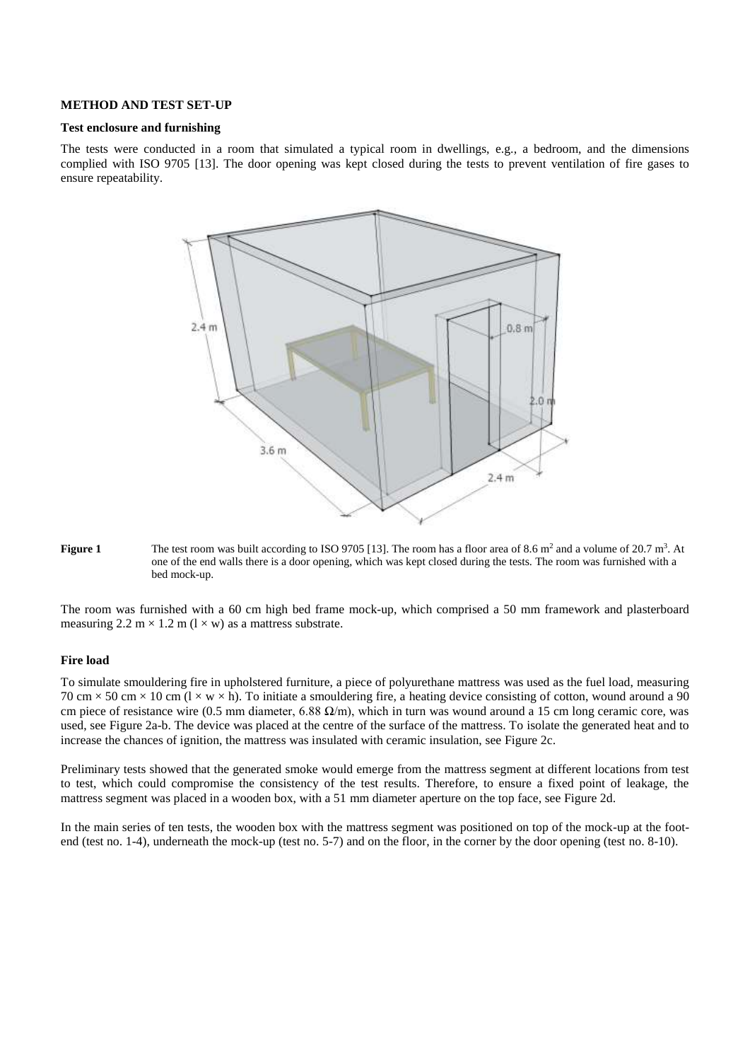## METHOD AND TEST SET-UP

### Test enclosure and furnishing

The tests were conducted in a room that simulated a typical room in dwellings, e.g., a bedroom, and the dimensions complied with ISO 9705 [13]. The door opening was kept closed during the tests to prevent ventilation of fire gases to ensure repeatability.

**Figure 1** The test room was built according to ISO 9705 [13]. The room has a floor area of 8.6 $m^2$ and a volume of 20.7 $m^3$. At one of the end walls there is a door opening, which was kept closed during the tests. The room was furnished with a bed mock-up.

The room was furnished with a 60 cm high bed frame mock-up, which comprised a 50 mm framework and plasterboard measuring 2.2 m × 1.2 m (l × w) as a mattress substrate.

### Fire load

To simulate smouldering fire in upholstered furniture, a piece of polyurethane mattress was used as the fuel load, measuring 70 cm × 50 cm × 10 cm (l × w × h). To initiate a smouldering fire, a heating device consisting of cotton, wound around a 90 cm piece of resistance wire (0.5 mm diameter, 6.88 Ω/m), which in turn was wound around a 15 cm long ceramic core, was used, see Figure 2a-b. The device was placed at the centre of the surface of the mattress. To isolate the generated heat and to increase the chances of ignition, the mattress was insulated with ceramic insulation, see Figure 2c.

Preliminary tests showed that the generated smoke would emerge from the mattress segment at different locations from test to test, which could compromise the consistency of the test results. Therefore, to ensure a fixed point of leakage, the mattress segment was placed in a wooden box, with a 51 mm diameter aperture on the top face, see Figure 2d.

In the main series of ten tests, the wooden box with the mattress segment was positioned on top of the mock-up at the foot-end (test no. 1-4), underneath the mock-up (test no. 5-7) and on the floor, in the corner by the door opening (test no. 8-10).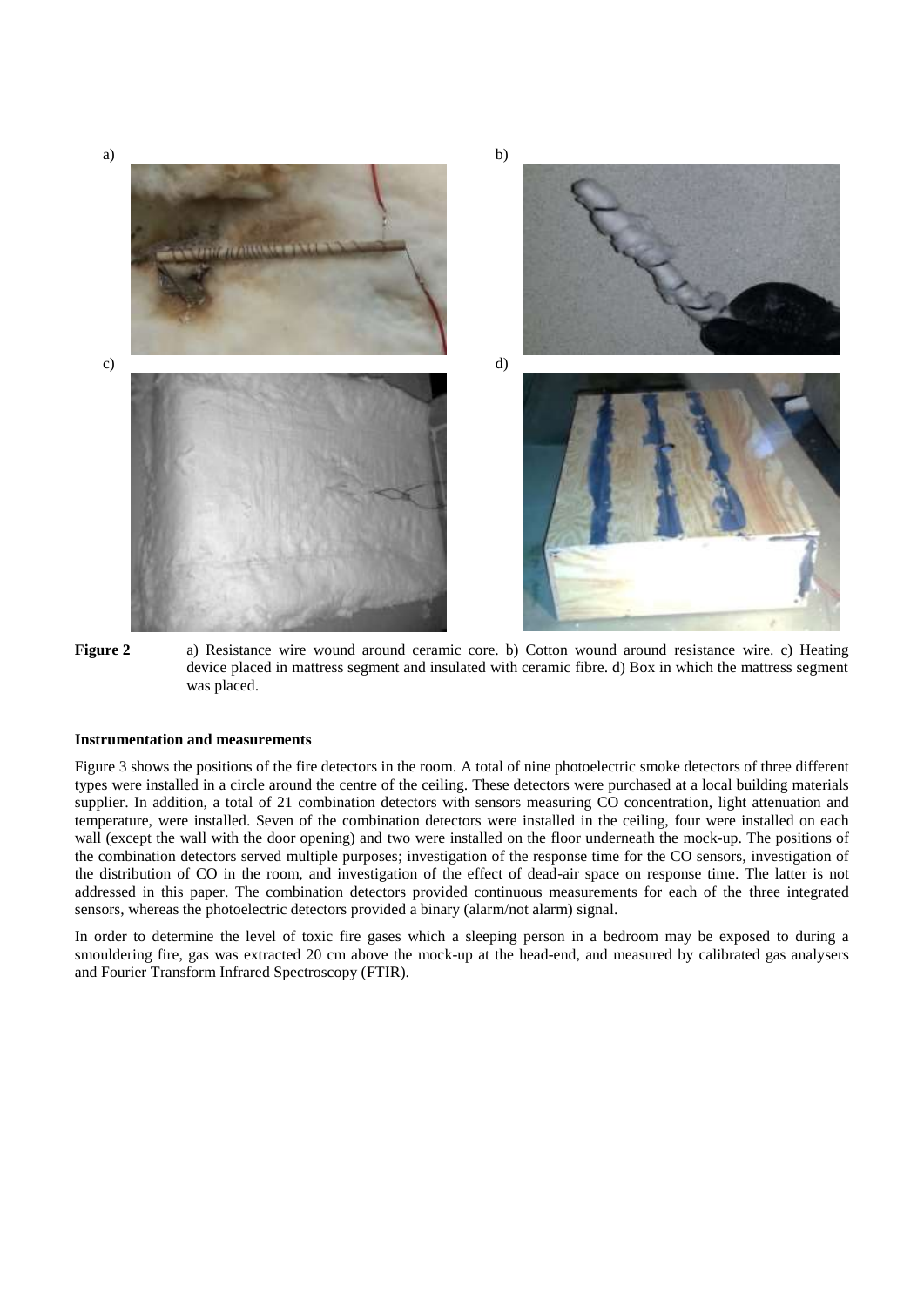a) b) c) d)

**Figure 2** a) Resistance wire wound around ceramic core. b) Cotton wound around resistance wire. c) Heating device placed in mattress segment and insulated with ceramic fibre. d) Box in which the mattress segment was placed.

**Instrumentation and measurements**

Figure 3 shows the positions of the fire detectors in the room. A total of nine photoelectric smoke detectors of three different types were installed in a circle around the centre of the ceiling. These detectors were purchased at a local building materials supplier. In addition, a total of 21 combination detectors with sensors measuring CO concentration, light attenuation and temperature, were installed. Seven of the combination detectors were installed in the ceiling, four were installed on each wall (except the wall with the door opening) and two were installed on the floor underneath the mock-up. The positions of the combination detectors served multiple purposes; investigation of the response time for the CO sensors, investigation of the distribution of CO in the room, and investigation of the effect of dead-air space on response time. The latter is not addressed in this paper. The combination detectors provided continuous measurements for each of the three integrated sensors, whereas the photoelectric detectors provided a binary (alarm/not alarm) signal.

In order to determine the level of toxic fire gases which a sleeping person in a bedroom may be exposed to during a smouldering fire, gas was extracted 20 cm above the mock-up at the head-end, and measured by calibrated gas analysers and Fourier Transform Infrared Spectroscopy (FTIR).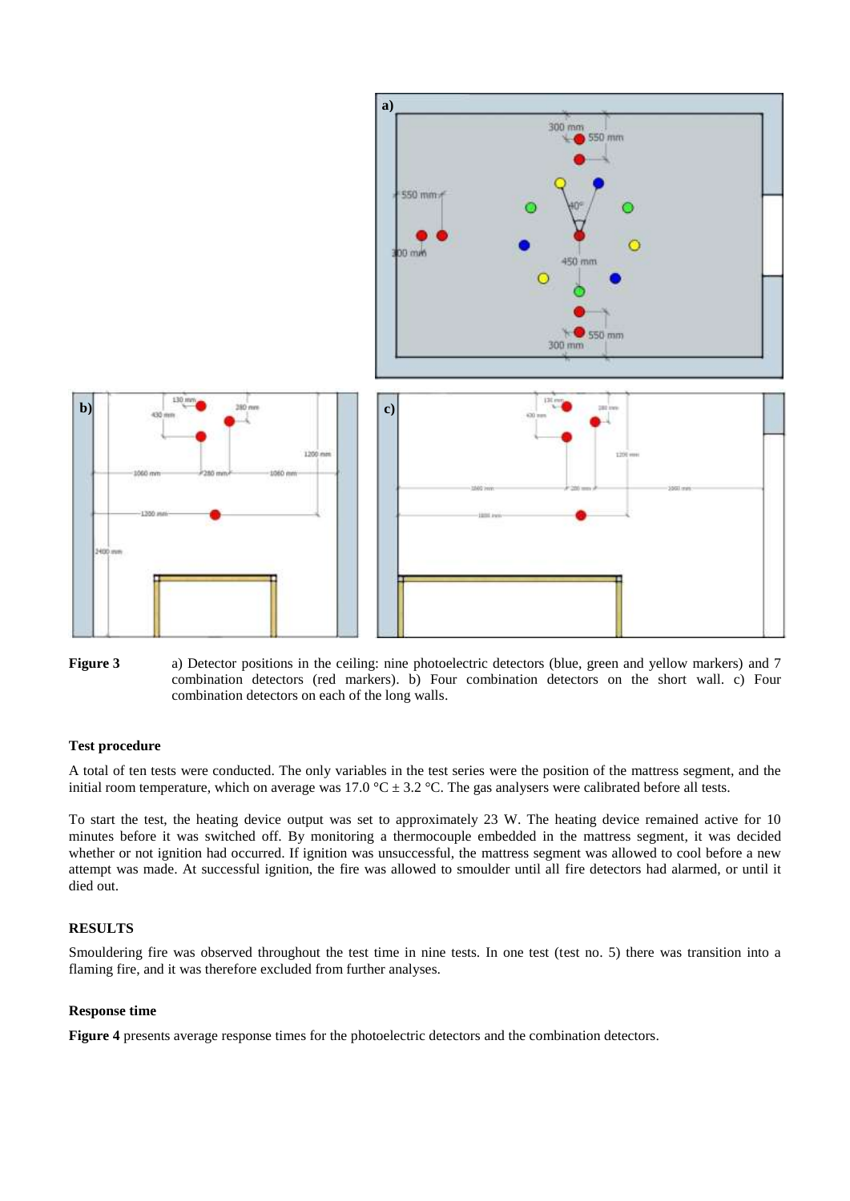**Figure 3** a) Detector positions in the ceiling: nine photoelectric detectors (blue, green and yellow markers) and 7 combination detectors (red markers). b) Four combination detectors on the short wall. c) Four combination detectors on each of the long walls.

### Test procedure

A total of ten tests were conducted. The only variables in the test series were the position of the mattress segment, and the initial room temperature, which on average was 17.0 °C ± 3.2 °C. The gas analysers were calibrated before all tests.

To start the test, the heating device output was set to approximately 23 W. The heating device remained active for 10 minutes before it was switched off. By monitoring a thermocouple embedded in the mattress segment, it was decided whether or not ignition had occurred. If ignition was unsuccessful, the mattress segment was allowed to cool before a new attempt was made. At successful ignition, the fire was allowed to smoulder until all fire detectors had alarmed, or until it died out.

## RESULTS

Smouldering fire was observed throughout the test time in nine tests. In one test (test no. 5) there was transition into a flaming fire, and it was therefore excluded from further analyses.

### Response time

**Figure 4** presents average response times for the photoelectric detectors and the combination detectors.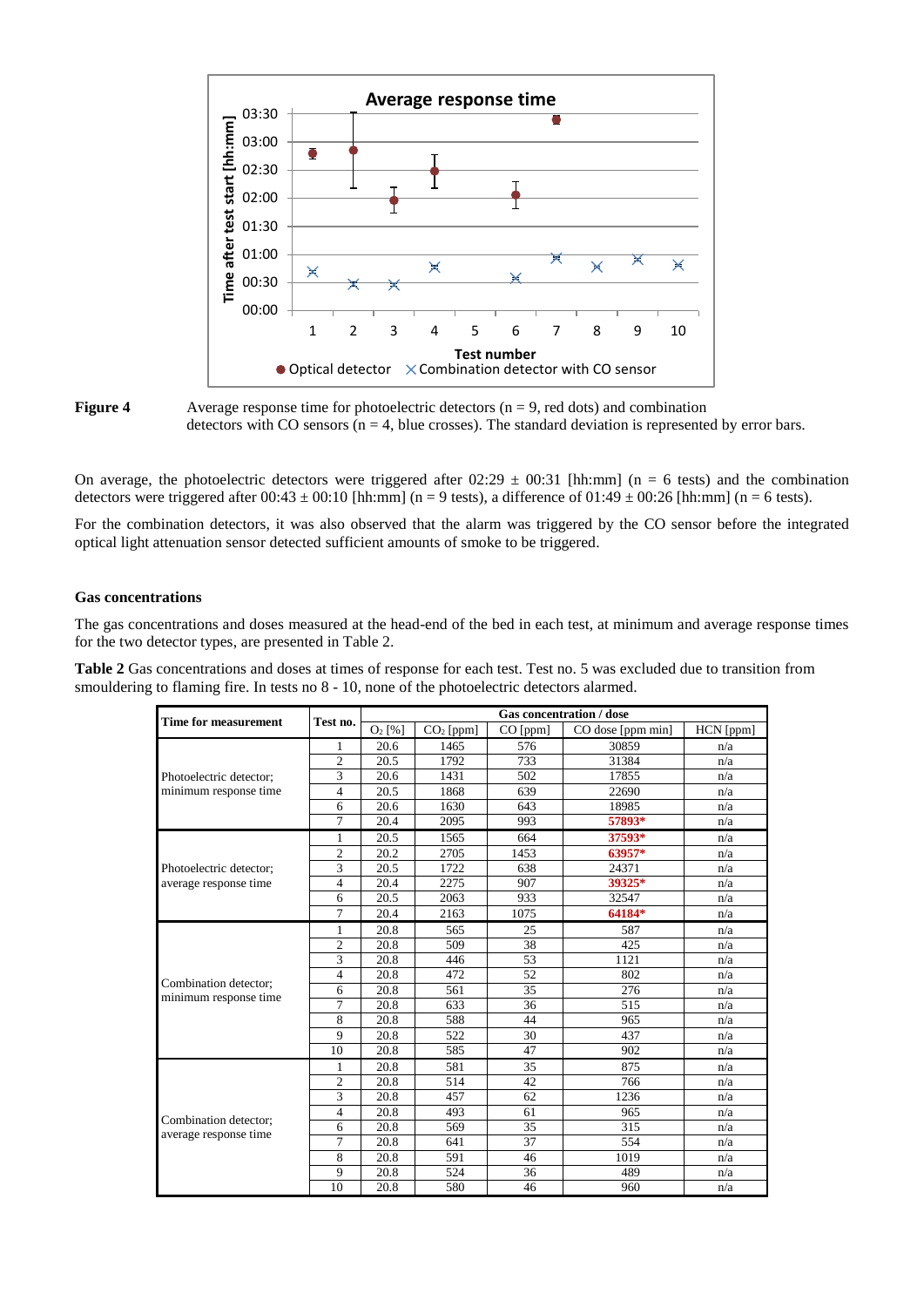**Figure 4** Average response time for photoelectric detectors (n = 9, red dots) and combination detectors with CO sensors (n = 4, blue crosses). The standard deviation is represented by error bars.

On average, the photoelectric detectors were triggered after 02:29 ± 00:31 [hh:mm] (n = 6 tests) and the combination detectors were triggered after 00:43 ± 00:10 [hh:mm] (n = 9 tests), a difference of 01:49 ± 00:26 [hh:mm] (n = 6 tests).

For the combination detectors, it was also observed that the alarm was triggered by the CO sensor before the integrated optical light attenuation sensor detected sufficient amounts of smoke to be triggered.

### Gas concentrations

The gas concentrations and doses measured at the head-end of the bed in each test, at minimum and average response times for the two detector types, are presented in Table 2.

**Table 2** Gas concentrations and doses at times of response for each test. Test no. 5 was excluded due to transition from smouldering to flaming fire. In tests no 8 - 10, none of the photoelectric detectors alarmed.

| Time for measurement | Test no. | Gas concentration / dose | | | | |
|---|---|---|---|---|---|---|
| | | $O_2$ [%] | $CO_2$ [ppm] | CO [ppm] | CO dose [ppm min] | HCN [ppm] |
| Photoelectric detector; minimum response time | 1 | 20.6 | 1465 | 576 | 30859 | n/a |
| | 2 | 20.5 | 1792 | 733 | 31384 | n/a |
| | 3 | 20.6 | 1431 | 502 | 17855 | n/a |
| | 4 | 20.5 | 1868 | 639 | 22690 | n/a |
| | 6 | 20.6 | 1630 | 643 | 18985 | n/a |
| | 7 | 20.4 | 2095 | 993 | **57893*** | n/a |
| Photoelectric detector; average response time | 1 | 20.5 | 1565 | 664 | **37593*** | n/a |
| | 2 | 20.2 | 2705 | 1453 | **63957*** | n/a |
| | 3 | 20.5 | 1722 | 638 | 24371 | n/a |
| | 4 | 20.4 | 2275 | 907 | **39325*** | n/a |
| | 6 | 20.5 | 2063 | 933 | 32547 | n/a |
| | 7 | 20.4 | 2163 | 1075 | **64184*** | n/a |
| Combination detector; minimum response time | 1 | 20.8 | 565 | 25 | 587 | n/a |
| | 2 | 20.8 | 509 | 38 | 425 | n/a |
| | 3 | 20.8 | 446 | 53 | 1121 | n/a |
| | 4 | 20.8 | 472 | 52 | 802 | n/a |
| | 6 | 20.8 | 561 | 35 | 276 | n/a |
| | 7 | 20.8 | 633 | 36 | 515 | n/a |
| | 8 | 20.8 | 588 | 44 | 965 | n/a |
| | 9 | 20.8 | 522 | 30 | 437 | n/a |
| | 10 | 20.8 | 585 | 47 | 902 | n/a |
| Combination detector; average response time | 1 | 20.8 | 581 | 35 | 875 | n/a |
| | 2 | 20.8 | 514 | 42 | 766 | n/a |
| | 3 | 20.8 | 457 | 62 | 1236 | n/a |
| | 4 | 20.8 | 493 | 61 | 965 | n/a |
| | 6 | 20.8 | 569 | 35 | 315 | n/a |
| | 7 | 20.8 | 641 | 37 | 554 | n/a |
| | 8 | 20.8 | 591 | 46 | 1019 | n/a |
| | 9 | 20.8 | 524 | 36 | 489 | n/a |
| | 10 | 20.8 | 580 | 46 | 960 | n/a |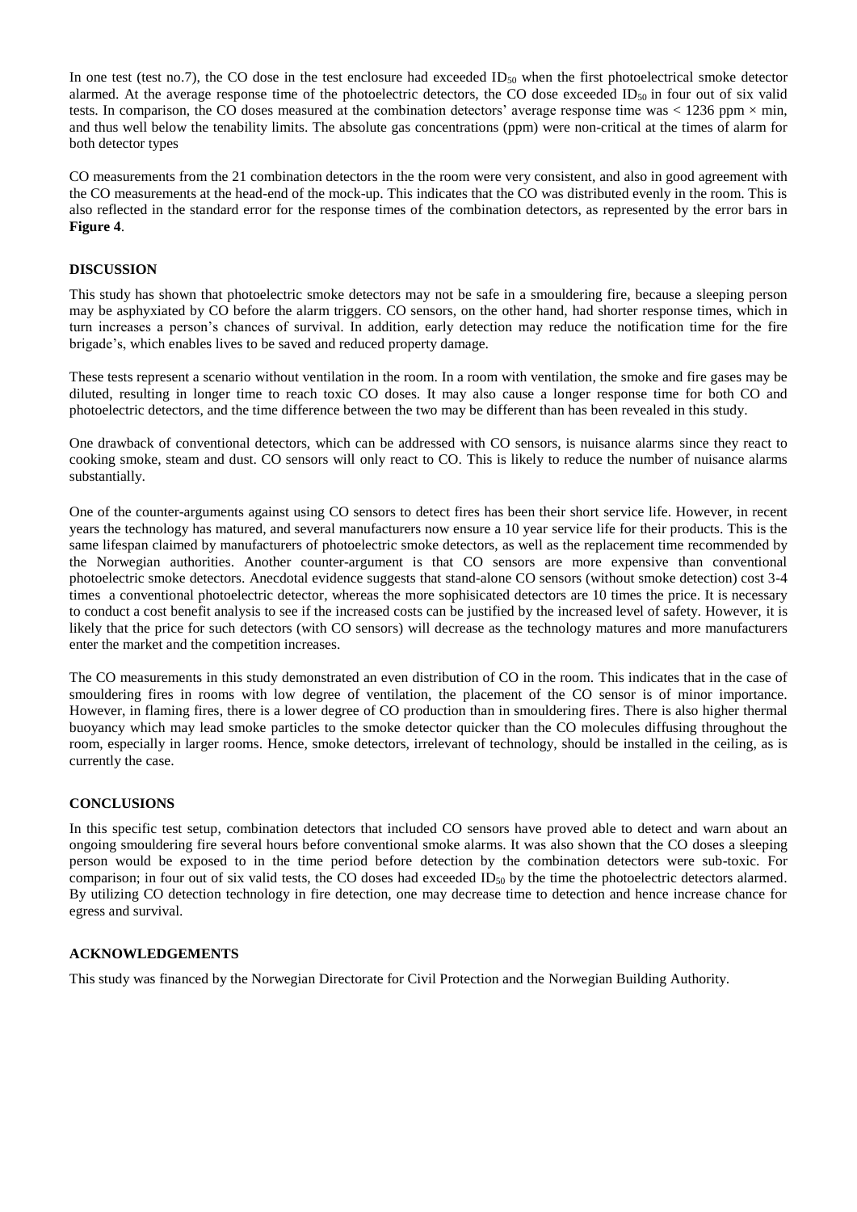In one test (test no.7), the CO dose in the test enclosure had exceeded $ID_{50}$ when the first photoelectrical smoke detector alarmed. At the average response time of the photoelectric detectors, the CO dose exceeded $ID_{50}$ in four out of six valid tests. In comparison, the CO doses measured at the combination detectors' average response time was $< 1236$ ppm $\times$ min, and thus well below the tenability limits. The absolute gas concentrations (ppm) were non-critical at the times of alarm for both detector types

CO measurements from the 21 combination detectors in the the room were very consistent, and also in good agreement with the CO measurements at the head-end of the mock-up. This indicates that the CO was distributed evenly in the room. This is also reflected in the standard error for the response times of the combination detectors, as represented by the error bars in **Figure 4**.

## DISCUSSION

This study has shown that photoelectric smoke detectors may not be safe in a smouldering fire, because a sleeping person may be asphyxiated by CO before the alarm triggers. CO sensors, on the other hand, had shorter response times, which in turn increases a person's chances of survival. In addition, early detection may reduce the notification time for the fire brigade's, which enables lives to be saved and reduced property damage.

These tests represent a scenario without ventilation in the room. In a room with ventilation, the smoke and fire gases may be diluted, resulting in longer time to reach toxic CO doses. It may also cause a longer response time for both CO and photoelectric detectors, and the time difference between the two may be different than has been revealed in this study.

One drawback of conventional detectors, which can be addressed with CO sensors, is nuisance alarms since they react to cooking smoke, steam and dust. CO sensors will only react to CO. This is likely to reduce the number of nuisance alarms substantially.

One of the counter-arguments against using CO sensors to detect fires has been their short service life. However, in recent years the technology has matured, and several manufacturers now ensure a 10 year service life for their products. This is the same lifespan claimed by manufacturers of photoelectric smoke detectors, as well as the replacement time recommended by the Norwegian authorities. Another counter-argument is that CO sensors are more expensive than conventional photoelectric smoke detectors. Anecdotal evidence suggests that stand-alone CO sensors (without smoke detection) cost 3-4 times a conventional photoelectric detector, whereas the more sophisicated detectors are 10 times the price. It is necessary to conduct a cost benefit analysis to see if the increased costs can be justified by the increased level of safety. However, it is likely that the price for such detectors (with CO sensors) will decrease as the technology matures and more manufacturers enter the market and the competition increases.

The CO measurements in this study demonstrated an even distribution of CO in the room. This indicates that in the case of smouldering fires in rooms with low degree of ventilation, the placement of the CO sensor is of minor importance. However, in flaming fires, there is a lower degree of CO production than in smouldering fires. There is also higher thermal buoyancy which may lead smoke particles to the smoke detector quicker than the CO molecules diffusing throughout the room, especially in larger rooms. Hence, smoke detectors, irrelevant of technology, should be installed in the ceiling, as is currently the case.

## CONCLUSIONS

In this specific test setup, combination detectors that included CO sensors have proved able to detect and warn about an ongoing smouldering fire several hours before conventional smoke alarms. It was also shown that the CO doses a sleeping person would be exposed to in the time period before detection by the combination detectors were sub-toxic. For comparison; in four out of six valid tests, the CO doses had exceeded $ID_{50}$ by the time the photoelectric detectors alarmed. By utilizing CO detection technology in fire detection, one may decrease time to detection and hence increase chance for egress and survival.

## ACKNOWLEDGEMENTS

This study was financed by the Norwegian Directorate for Civil Protection and the Norwegian Building Authority.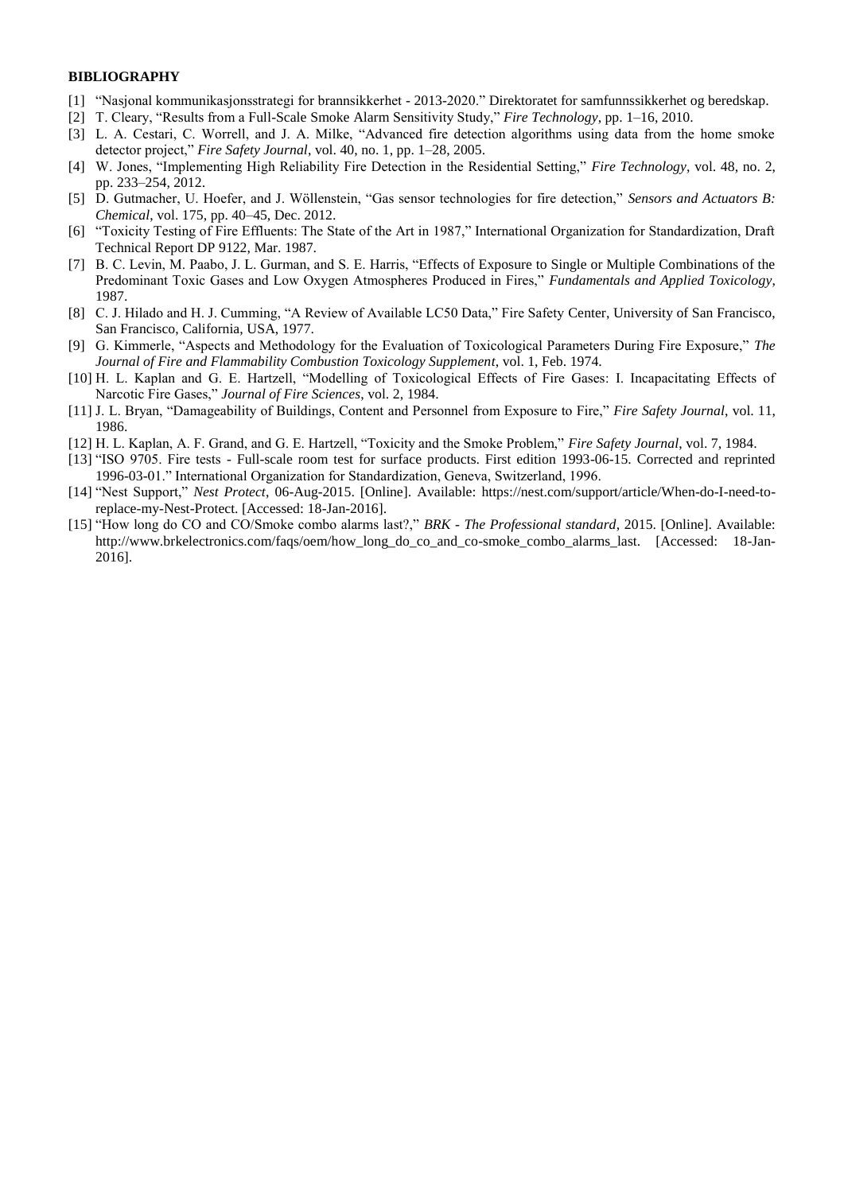**BIBLIOGRAPHY**

[1] "Nasjonal kommunikasjonsstrategi for brannsikkerhet - 2013-2020." Direktoratet for samfunnssikkerhet og beredskap.

[2] T. Cleary, "Results from a Full-Scale Smoke Alarm Sensitivity Study," *Fire Technology*, pp. 1–16, 2010.

[3] L. A. Cestari, C. Worrell, and J. A. Milke, "Advanced fire detection algorithms using data from the home smoke detector project," *Fire Safety Journal*, vol. 40, no. 1, pp. 1–28, 2005.

[4] W. Jones, "Implementing High Reliability Fire Detection in the Residential Setting," *Fire Technology*, vol. 48, no. 2, pp. 233–254, 2012.

[5] D. Gutmacher, U. Hoefer, and J. Wöllenstein, "Gas sensor technologies for fire detection," *Sensors and Actuators B: Chemical*, vol. 175, pp. 40–45, Dec. 2012.

[6] "Toxicity Testing of Fire Effluents: The State of the Art in 1987," International Organization for Standardization, Draft Technical Report DP 9122, Mar. 1987.

[7] B. C. Levin, M. Paabo, J. L. Gurman, and S. E. Harris, "Effects of Exposure to Single or Multiple Combinations of the Predominant Toxic Gases and Low Oxygen Atmospheres Produced in Fires," *Fundamentals and Applied Toxicology*, 1987.

[8] C. J. Hilado and H. J. Cumming, "A Review of Available LC50 Data," Fire Safety Center, University of San Francisco, San Francisco, California, USA, 1977.

[9] G. Kimmerle, "Aspects and Methodology for the Evaluation of Toxicological Parameters During Fire Exposure," *The Journal of Fire and Flammability Combustion Toxicology Supplement*, vol. 1, Feb. 1974.

[10] H. L. Kaplan and G. E. Hartzell, "Modelling of Toxicological Effects of Fire Gases: I. Incapacitating Effects of Narcotic Fire Gases," *Journal of Fire Sciences*, vol. 2, 1984.

[11] J. L. Bryan, "Damageability of Buildings, Content and Personnel from Exposure to Fire," *Fire Safety Journal*, vol. 11, 1986.

[12] H. L. Kaplan, A. F. Grand, and G. E. Hartzell, "Toxicity and the Smoke Problem," *Fire Safety Journal*, vol. 7, 1984.

[13] "ISO 9705. Fire tests - Full-scale room test for surface products. First edition 1993-06-15. Corrected and reprinted 1996-03-01." International Organization for Standardization, Geneva, Switzerland, 1996.

[14] "Nest Support," *Nest Protect*, 06-Aug-2015. [Online]. Available: https://nest.com/support/article/When-do-I-need-to-replace-my-Nest-Protect. [Accessed: 18-Jan-2016].

[15] "How long do CO and CO/Smoke combo alarms last?," *BRK - The Professional standard*, 2015. [Online]. Available: http://www.brkelectronics.com/faqs/oem/how_long_do_co_and_co-smoke_combo_alarms_last. [Accessed: 18-Jan-2016].